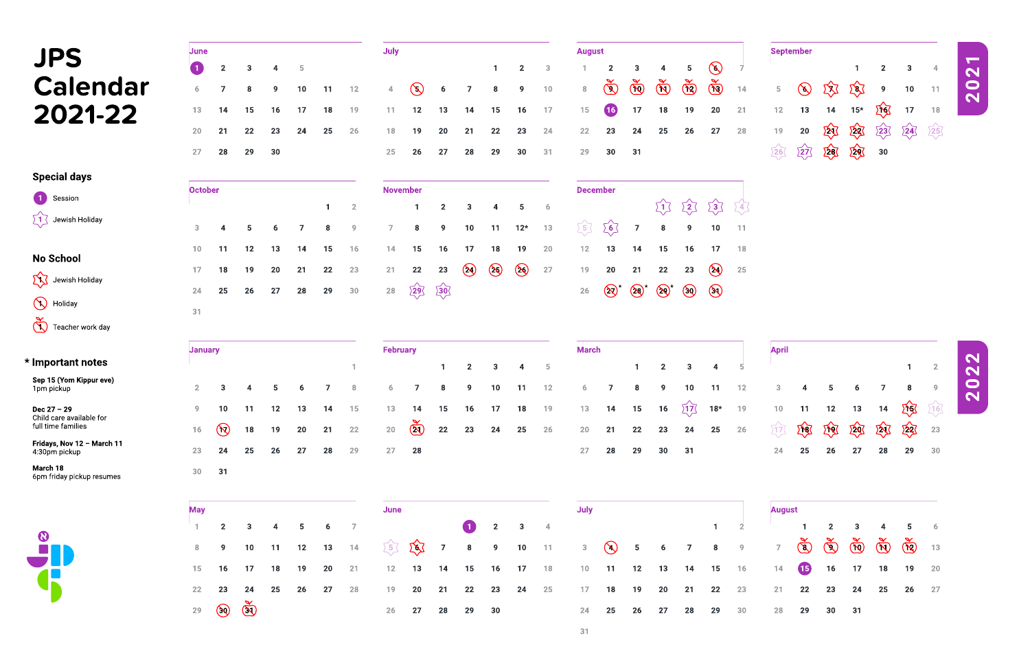# JPS Calendar 2021-22

## Special days

- Session
- Jewish Holiday

## No School

- Jewish Holiday
- Holiday
- Teacher work day

## * Important notes

**Sep 15 (Yom Kippur eve)**
1pm pickup

**Dec 27 – 29**
Child care available for full time families

**Fridays, Nov 12 – March 11**
4:30pm pickup

**March 18**
6pm friday pickup resumes

## 2021

### June

| | | | | | | |
|---|---|---|---|---|---|---|
| 1 | 2 | 3 | 4 | 5 | | |
| 6 | 7 | 8 | 9 | 10 | 11 | 12 |
| 13 | 14 | 15 | 16 | 17 | 18 | 19 |
| 20 | 21 | 22 | 23 | 24 | 25 | 26 |
| 27 | 28 | 29 | 30 | | | |

### July

| | | | | | | |
|---|---|---|---|---|---|---|
| | | | | 1 | 2 | 3 |
| 4 | 5 | 6 | 7 | 8 | 9 | 10 |
| 11 | 12 | 13 | 14 | 15 | 16 | 17 |
| 18 | 19 | 20 | 21 | 22 | 23 | 24 |
| 25 | 26 | 27 | 28 | 29 | 30 | 31 |

### August

| | | | | | | |
|---|---|---|---|---|---|---|
| 1 | 2 | 3 | 4 | 5 | 6 | 7 |
| 8 | 9 | 10 | 11 | 12 | 13 | 14 |
| 15 | 16 | 17 | 18 | 19 | 20 | 21 |
| 22 | 23 | 24 | 25 | 26 | 27 | 28 |
| 29 | 30 | 31 | | | | |

### September

| | | | | | | |
|---|---|---|---|---|---|---|
| | | | 1 | 2 | 3 | 4 |
| 5 | 6 | 7 | 8 | 9 | 10 | 11 |
| 12 | 13 | 14 | 15* | 16 | 17 | 18 |
| 19 | 20 | 21 | 22 | 23 | 24 | 25 |
| 26 | 27 | 28 | 29 | 30 | | |

### October

| | | | | | | |
|---|---|---|---|---|---|---|
| | | | | | 1 | 2 |
| 3 | 4 | 5 | 6 | 7 | 8 | 9 |
| 10 | 11 | 12 | 13 | 14 | 15 | 16 |
| 17 | 18 | 19 | 20 | 21 | 22 | 23 |
| 24 | 25 | 26 | 27 | 28 | 29 | 30 |
| 31 | | | | | | |

### November

| | | | | | | |
|---|---|---|---|---|---|---|
| | 1 | 2 | 3 | 4 | 5 | 6 |
| 7 | 8 | 9 | 10 | 11 | 12* | 13 |
| 14 | 15 | 16 | 17 | 18 | 19 | 20 |
| 21 | 22 | 23 | 24 | 25 | 26 | 27 |
| 28 | 29 | 30 | | | | |

### December

| | | | | | | |
|---|---|---|---|---|---|---|
| | | | 1 | 2 | 3 | 4 |
| 5 | 6 | 7 | 8 | 9 | 10 | 11 |
| 12 | 13 | 14 | 15 | 16 | 17 | 18 |
| 19 | 20 | 21 | 22 | 23 | 24 | 25 |
| 26 | 27* | 28* | 29* | 30 | 31 | |

## 2022

### January

| | | | | | | |
|---|---|---|---|---|---|---|
| | | | | | | 1 |
| 2 | 3 | 4 | 5 | 6 | 7 | 8 |
| 9 | 10 | 11 | 12 | 13 | 14 | 15 |
| 16 | 17 | 18 | 19 | 20 | 21 | 22 |
| 23 | 24 | 25 | 26 | 27 | 28 | 29 |
| 30 | 31 | | | | | |

### February

| | | | | | | |
|---|---|---|---|---|---|---|
| | | 1 | 2 | 3 | 4 | 5 |
| 6 | 7 | 8 | 9 | 10 | 11 | 12 |
| 13 | 14 | 15 | 16 | 17 | 18 | 19 |
| 20 | 21 | 22 | 23 | 24 | 25 | 26 |
| 27 | 28 | | | | | |

### March

| | | | | | | |
|---|---|---|---|---|---|---|
| | | 1 | 2 | 3 | 4 | 5 |
| 6 | 7 | 8 | 9 | 10 | 11 | 12 |
| 13 | 14 | 15 | 16 | 17 | 18* | 19 |
| 20 | 21 | 22 | 23 | 24 | 25 | 26 |
| 27 | 28 | 29 | 30 | 31 | | |

### April

| | | | | | | |
|---|---|---|---|---|---|---|
| | | | | | 1 | 2 |
| 3 | 4 | 5 | 6 | 7 | 8 | 9 |
| 10 | 11 | 12 | 13 | 14 | 15 | 16 |
| 17 | 18 | 19 | 20 | 21 | 22 | 23 |
| 24 | 25 | 26 | 27 | 28 | 29 | 30 |

### May

| | | | | | | |
|---|---|---|---|---|---|---|
| 1 | 2 | 3 | 4 | 5 | 6 | 7 |
| 8 | 9 | 10 | 11 | 12 | 13 | 14 |
| 15 | 16 | 17 | 18 | 19 | 20 | 21 |
| 22 | 23 | 24 | 25 | 26 | 27 | 28 |
| 29 | 30 | 31 | | | | |

### June

| | | | | | | |
|---|---|---|---|---|---|---|
| | | | 1 | 2 | 3 | 4 |
| 5 | 6 | 7 | 8 | 9 | 10 | 11 |
| 12 | 13 | 14 | 15 | 16 | 17 | 18 |
| 19 | 20 | 21 | 22 | 23 | 24 | 25 |
| 26 | 27 | 28 | 29 | 30 | | |

### July

| | | | | | | |
|---|---|---|---|---|---|---|
| | | | | | 1 | 2 |
| 3 | 4 | 5 | 6 | 7 | 8 | 9 |
| 10 | 11 | 12 | 13 | 14 | 15 | 16 |
| 17 | 18 | 19 | 20 | 21 | 22 | 23 |
| 24 | 25 | 26 | 27 | 28 | 29 | 30 |
| 31 | | | | | | |

### August

| | | | | | | |
|---|---|---|---|---|---|---|
| | 1 | 2 | 3 | 4 | 5 | 6 |
| 7 | 8 | 9 | 10 | 11 | 12 | 13 |
| 14 | 15 | 16 | 17 | 18 | 19 | 20 |
| 21 | 22 | 23 | 24 | 25 | 26 | 27 |
| 28 | 29 | 30 | 31 | | | |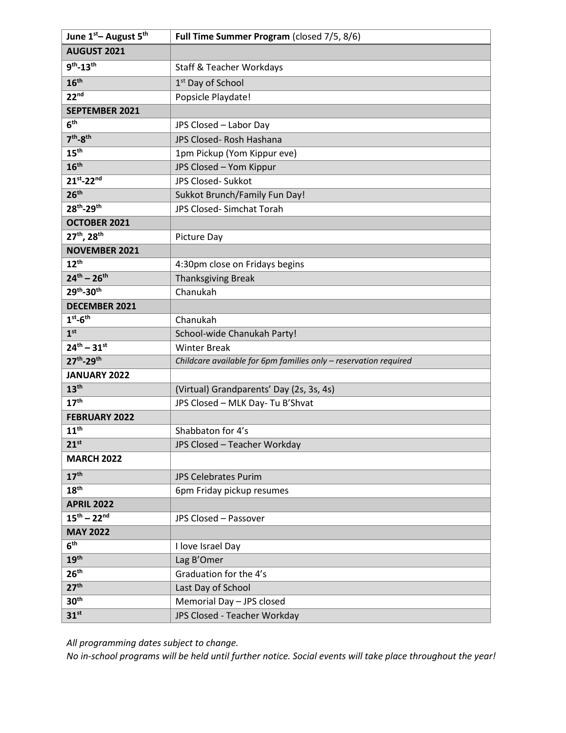| June 1st– August 5th | **Full Time Summer Program** (closed 7/5, 8/6) |
|---|---|
| **AUGUST 2021** | |
| **9th-13th** | Staff & Teacher Workdays |
| **16th** | 1st Day of School |
| **22nd** | Popsicle Playdate! |
| **SEPTEMBER 2021** | |
| **6th** | JPS Closed – Labor Day |
| **7th-8th** | JPS Closed- Rosh Hashana |
| **15th** | 1pm Pickup (Yom Kippur eve) |
| **16th** | JPS Closed – Yom Kippur |
| **21st-22nd** | JPS Closed- Sukkot |
| **26th** | Sukkot Brunch/Family Fun Day! |
| **28th-29th** | JPS Closed- Simchat Torah |
| **OCTOBER 2021** | |
| **27th, 28th** | Picture Day |
| **NOVEMBER 2021** | |
| **12th** | 4:30pm close on Fridays begins |
| **24th – 26th** | Thanksgiving Break |
| **29th-30th** | Chanukah |
| **DECEMBER 2021** | |
| **1st-6th** | Chanukah |
| **1st** | School-wide Chanukah Party! |
| **24th – 31st** | Winter Break |
| **27th-29th** | *Childcare available for 6pm families only – reservation required* |
| **JANUARY 2022** | |
| **13th** | (Virtual) Grandparents' Day (2s, 3s, 4s) |
| **17th** | JPS Closed – MLK Day- Tu B'Shvat |
| **FEBRUARY 2022** | |
| **11th** | Shabbaton for 4's |
| **21st** | JPS Closed – Teacher Workday |
| **MARCH 2022** | |
| **17th** | JPS Celebrates Purim |
| **18th** | 6pm Friday pickup resumes |
| **APRIL 2022** | |
| **15th – 22nd** | JPS Closed – Passover |
| **MAY 2022** | |
| **6th** | I love Israel Day |
| **19th** | Lag B'Omer |
| **26th** | Graduation for the 4's |
| **27th** | Last Day of School |
| **30th** | Memorial Day – JPS closed |
| **31st** | JPS Closed - Teacher Workday |

*All programming dates subject to change.*
*No in-school programs will be held until further notice. Social events will take place throughout the year!*